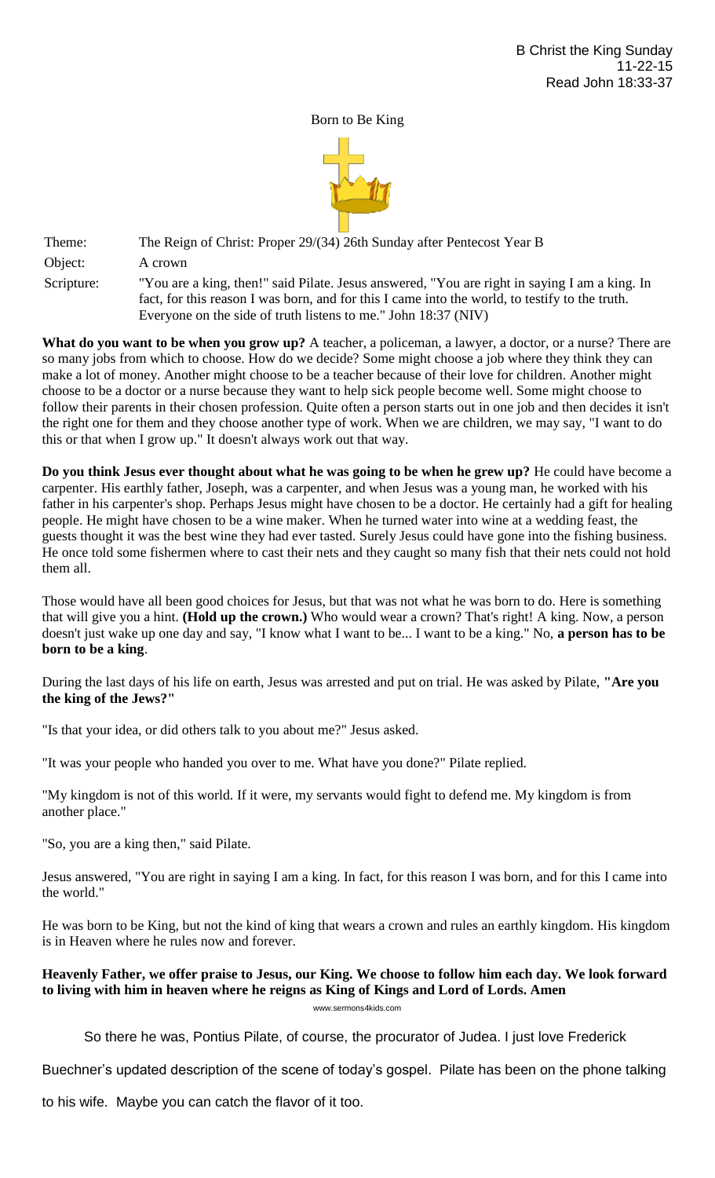B Christ the King Sunday
11-22-15
Read John 18:33-37

# Born to Be King

Theme: The Reign of Christ: Proper 29/(34) 26th Sunday after Pentecost Year B

Object: A crown

Scripture: "You are a king, then!" said Pilate. Jesus answered, "You are right in saying I am a king. In fact, for this reason I was born, and for this I came into the world, to testify to the truth. Everyone on the side of truth listens to me." John 18:37 (NIV)

**What do you want to be when you grow up?** A teacher, a policeman, a lawyer, a doctor, or a nurse? There are so many jobs from which to choose. How do we decide? Some might choose a job where they think they can make a lot of money. Another might choose to be a teacher because of their love for children. Another might choose to be a doctor or a nurse because they want to help sick people become well. Some might choose to follow their parents in their chosen profession. Quite often a person starts out in one job and then decides it isn't the right one for them and they choose another type of work. When we are children, we may say, "I want to do this or that when I grow up." It doesn't always work out that way.

**Do you think Jesus ever thought about what he was going to be when he grew up?** He could have become a carpenter. His earthly father, Joseph, was a carpenter, and when Jesus was a young man, he worked with his father in his carpenter's shop. Perhaps Jesus might have chosen to be a doctor. He certainly had a gift for healing people. He might have chosen to be a wine maker. When he turned water into wine at a wedding feast, the guests thought it was the best wine they had ever tasted. Surely Jesus could have gone into the fishing business. He once told some fishermen where to cast their nets and they caught so many fish that their nets could not hold them all.

Those would have all been good choices for Jesus, but that was not what he was born to do. Here is something that will give you a hint. **(Hold up the crown.)** Who would wear a crown? That's right! A king. Now, a person doesn't just wake up one day and say, "I know what I want to be... I want to be a king." No, **a person has to be born to be a king**.

During the last days of his life on earth, Jesus was arrested and put on trial. He was asked by Pilate, **"Are you the king of the Jews?"**

"Is that your idea, or did others talk to you about me?" Jesus asked.

"It was your people who handed you over to me. What have you done?" Pilate replied.

"My kingdom is not of this world. If it were, my servants would fight to defend me. My kingdom is from another place."

"So, you are a king then," said Pilate.

Jesus answered, "You are right in saying I am a king. In fact, for this reason I was born, and for this I came into the world."

He was born to be King, but not the kind of king that wears a crown and rules an earthly kingdom. His kingdom is in Heaven where he rules now and forever.

**Heavenly Father, we offer praise to Jesus, our King. We choose to follow him each day. We look forward to living with him in heaven where he reigns as King of Kings and Lord of Lords. Amen**

www.sermons4kids.com

So there he was, Pontius Pilate, of course, the procurator of Judea. I just love Frederick Buechner's updated description of the scene of today's gospel. Pilate has been on the phone talking to his wife. Maybe you can catch the flavor of it too.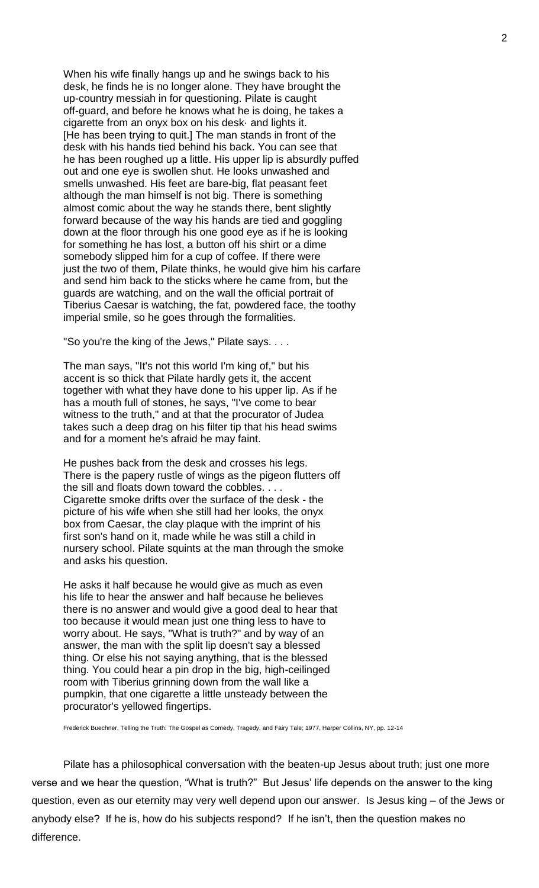When his wife finally hangs up and he swings back to his desk, he finds he is no longer alone. They have brought the up-country messiah in for questioning. Pilate is caught off-guard, and before he knows what he is doing, he takes a cigarette from an onyx box on his desk· and lights it. [He has been trying to quit.] The man stands in front of the desk with his hands tied behind his back. You can see that he has been roughed up a little. His upper lip is absurdly puffed out and one eye is swollen shut. He looks unwashed and smells unwashed. His feet are bare-big, flat peasant feet although the man himself is not big. There is something almost comic about the way he stands there, bent slightly forward because of the way his hands are tied and goggling down at the floor through his one good eye as if he is looking for something he has lost, a button off his shirt or a dime somebody slipped him for a cup of coffee. If there were just the two of them, Pilate thinks, he would give him his carfare and send him back to the sticks where he came from, but the guards are watching, and on the wall the official portrait of Tiberius Caesar is watching, the fat, powdered face, the toothy imperial smile, so he goes through the formalities.

"So you're the king of the Jews," Pilate says. . . .

The man says, "It's not this world I'm king of," but his accent is so thick that Pilate hardly gets it, the accent together with what they have done to his upper lip. As if he has a mouth full of stones, he says, "I've come to bear witness to the truth," and at that the procurator of Judea takes such a deep drag on his filter tip that his head swims and for a moment he's afraid he may faint.

He pushes back from the desk and crosses his legs. There is the papery rustle of wings as the pigeon flutters off the sill and floats down toward the cobbles. . . . Cigarette smoke drifts over the surface of the desk - the picture of his wife when she still had her looks, the onyx box from Caesar, the clay plaque with the imprint of his first son's hand on it, made while he was still a child in nursery school. Pilate squints at the man through the smoke and asks his question.

He asks it half because he would give as much as even his life to hear the answer and half because he believes there is no answer and would give a good deal to hear that too because it would mean just one thing less to have to worry about. He says, "What is truth?" and by way of an answer, the man with the split lip doesn't say a blessed thing. Or else his not saying anything, that is the blessed thing. You could hear a pin drop in the big, high-ceilinged room with Tiberius grinning down from the wall like a pumpkin, that one cigarette a little unsteady between the procurator's yellowed fingertips.

Frederick Buechner, Telling the Truth: The Gospel as Comedy, Tragedy, and Fairy Tale; 1977, Harper Collins, NY, pp. 12-14

Pilate has a philosophical conversation with the beaten-up Jesus about truth; just one more verse and we hear the question, "What is truth?" But Jesus' life depends on the answer to the king question, even as our eternity may very well depend upon our answer. Is Jesus king – of the Jews or anybody else? If he is, how do his subjects respond? If he isn't, then the question makes no difference.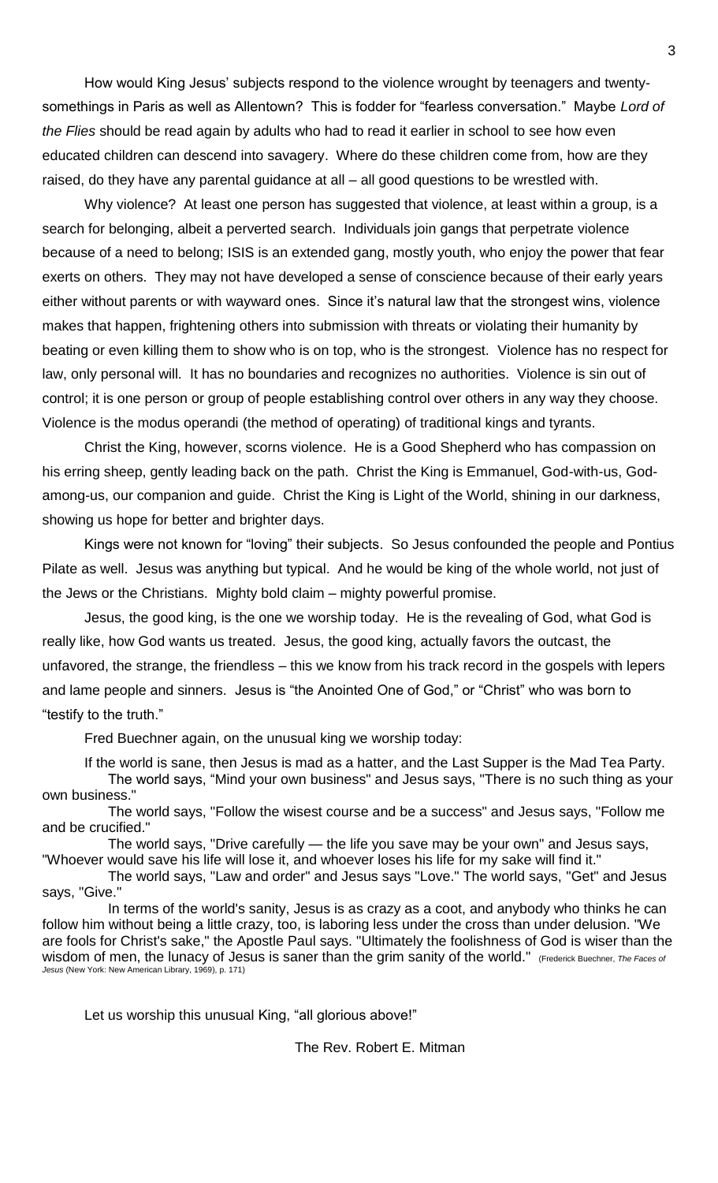How would King Jesus' subjects respond to the violence wrought by teenagers and twenty-somethings in Paris as well as Allentown? This is fodder for "fearless conversation." Maybe *Lord of the Flies* should be read again by adults who had to read it earlier in school to see how even educated children can descend into savagery. Where do these children come from, how are they raised, do they have any parental guidance at all – all good questions to be wrestled with.

Why violence? At least one person has suggested that violence, at least within a group, is a search for belonging, albeit a perverted search. Individuals join gangs that perpetrate violence because of a need to belong; ISIS is an extended gang, mostly youth, who enjoy the power that fear exerts on others. They may not have developed a sense of conscience because of their early years either without parents or with wayward ones. Since it's natural law that the strongest wins, violence makes that happen, frightening others into submission with threats or violating their humanity by beating or even killing them to show who is on top, who is the strongest. Violence has no respect for law, only personal will. It has no boundaries and recognizes no authorities. Violence is sin out of control; it is one person or group of people establishing control over others in any way they choose. Violence is the modus operandi (the method of operating) of traditional kings and tyrants.

Christ the King, however, scorns violence. He is a Good Shepherd who has compassion on his erring sheep, gently leading back on the path. Christ the King is Emmanuel, God-with-us, God-among-us, our companion and guide. Christ the King is Light of the World, shining in our darkness, showing us hope for better and brighter days.

Kings were not known for "loving" their subjects. So Jesus confounded the people and Pontius Pilate as well. Jesus was anything but typical. And he would be king of the whole world, not just of the Jews or the Christians. Mighty bold claim – mighty powerful promise.

Jesus, the good king, is the one we worship today. He is the revealing of God, what God is really like, how God wants us treated. Jesus, the good king, actually favors the outcast, the unfavored, the strange, the friendless – this we know from his track record in the gospels with lepers and lame people and sinners. Jesus is "the Anointed One of God," or "Christ" who was born to "testify to the truth."

Fred Buechner again, on the unusual king we worship today:

> If the world is sane, then Jesus is mad as a hatter, and the Last Supper is the Mad Tea Party.
>
> The world says, "Mind your own business" and Jesus says, "There is no such thing as your own business."
>
> The world says, "Follow the wisest course and be a success" and Jesus says, "Follow me and be crucified."
>
> The world says, "Drive carefully — the life you save may be your own" and Jesus says, "Whoever would save his life will lose it, and whoever loses his life for my sake will find it."
>
> The world says, "Law and order" and Jesus says "Love." The world says, "Get" and Jesus says, "Give."
>
> In terms of the world's sanity, Jesus is as crazy as a coot, and anybody who thinks he can follow him without being a little crazy, too, is laboring less under the cross than under delusion. "We are fools for Christ's sake," the Apostle Paul says. "Ultimately the foolishness of God is wiser than the wisdom of men, the lunacy of Jesus is saner than the grim sanity of the world." (Frederick Buechner, *The Faces of Jesus* (New York: New American Library, 1969), p. 171)

Let us worship this unusual King, "all glorious above!"

The Rev. Robert E. Mitman